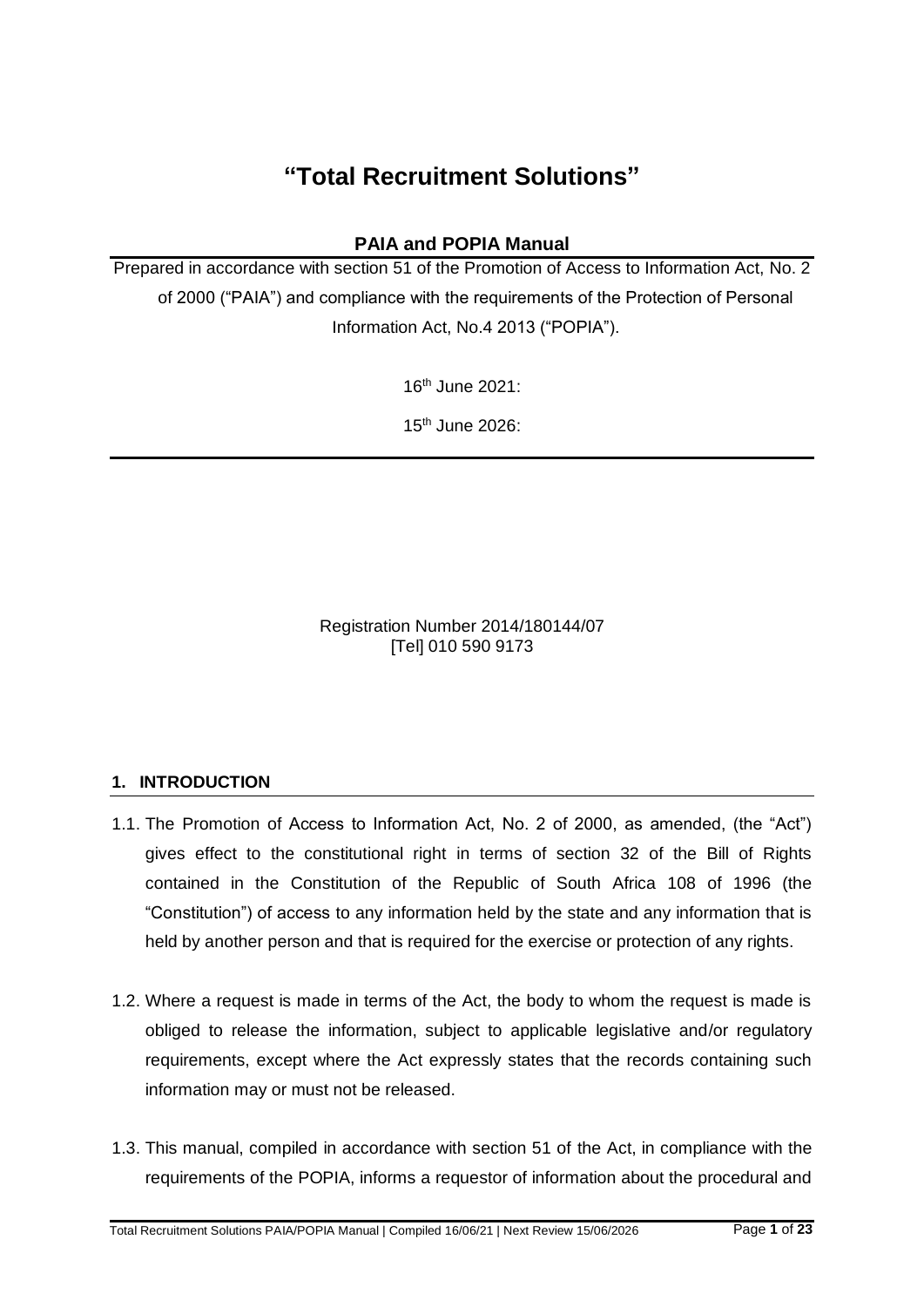# "Total Recruitment Solutions"

## PAIA and POPIA Manual

Prepared in accordance with section 51 of the Promotion of Access to Information Act, No. 2 of 2000 ("PAIA") and compliance with the requirements of the Protection of Personal Information Act, No.4 2013 ("POPIA").

16th June 2021:

15th June 2026:

Registration Number 2014/180144/07
[Tel] 010 590 9173

## 1. INTRODUCTION

1.1. The Promotion of Access to Information Act, No. 2 of 2000, as amended, (the "Act") gives effect to the constitutional right in terms of section 32 of the Bill of Rights contained in the Constitution of the Republic of South Africa 108 of 1996 (the "Constitution") of access to any information held by the state and any information that is held by another person and that is required for the exercise or protection of any rights.

1.2. Where a request is made in terms of the Act, the body to whom the request is made is obliged to release the information, subject to applicable legislative and/or regulatory requirements, except where the Act expressly states that the records containing such information may or must not be released.

1.3. This manual, compiled in accordance with section 51 of the Act, in compliance with the requirements of the POPIA, informs a requestor of information about the procedural and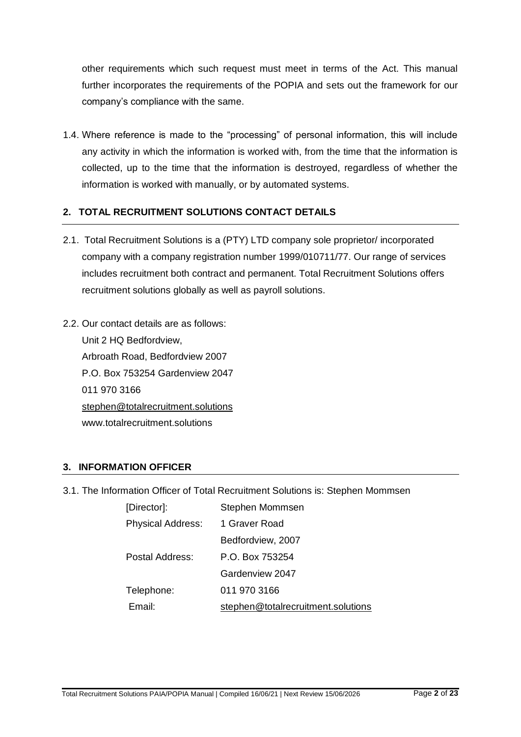other requirements which such request must meet in terms of the Act. This manual further incorporates the requirements of the POPIA and sets out the framework for our company's compliance with the same.

1.4. Where reference is made to the "processing" of personal information, this will include any activity in which the information is worked with, from the time that the information is collected, up to the time that the information is destroyed, regardless of whether the information is worked with manually, or by automated systems.

## 2. TOTAL RECRUITMENT SOLUTIONS CONTACT DETAILS

2.1. Total Recruitment Solutions is a (PTY) LTD company sole proprietor/ incorporated company with a company registration number 1999/010711/77. Our range of services includes recruitment both contract and permanent. Total Recruitment Solutions offers recruitment solutions globally as well as payroll solutions.

2.2. Our contact details are as follows:
Unit 2 HQ Bedfordview,
Arbroath Road, Bedfordview 2007
P.O. Box 753254 Gardenview 2047
011 970 3166
stephen@totalrecruitment.solutions
www.totalrecruitment.solutions

## 3. INFORMATION OFFICER

3.1. The Information Officer of Total Recruitment Solutions is: Stephen Mommsen

| | |
|---|---|
| [Director]: | Stephen Mommsen |
| Physical Address: | 1 Graver Road<br>Bedfordview, 2007 |
| Postal Address: | P.O. Box 753254<br>Gardenview 2047 |
| Telephone: | 011 970 3166 |
| Email: | stephen@totalrecruitment.solutions |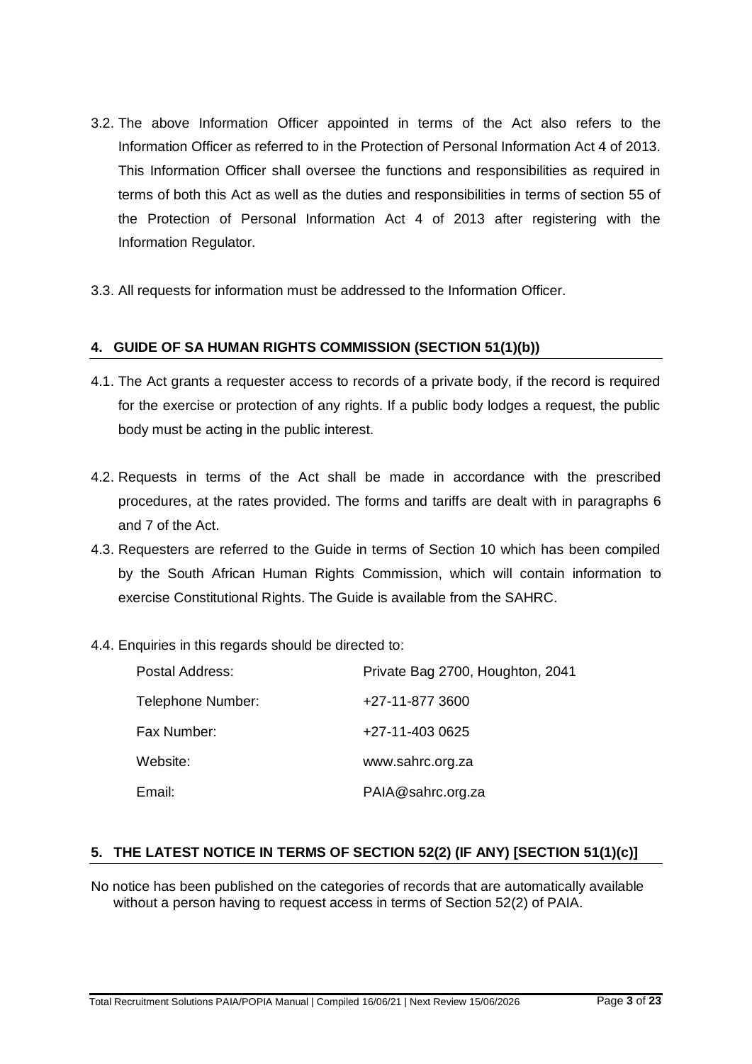3.2. The above Information Officer appointed in terms of the Act also refers to the Information Officer as referred to in the Protection of Personal Information Act 4 of 2013. This Information Officer shall oversee the functions and responsibilities as required in terms of both this Act as well as the duties and responsibilities in terms of section 55 of the Protection of Personal Information Act 4 of 2013 after registering with the Information Regulator.

3.3. All requests for information must be addressed to the Information Officer.

## 4. GUIDE OF SA HUMAN RIGHTS COMMISSION (SECTION 51(1)(b))

4.1. The Act grants a requester access to records of a private body, if the record is required for the exercise or protection of any rights. If a public body lodges a request, the public body must be acting in the public interest.

4.2. Requests in terms of the Act shall be made in accordance with the prescribed procedures, at the rates provided. The forms and tariffs are dealt with in paragraphs 6 and 7 of the Act.

4.3. Requesters are referred to the Guide in terms of Section 10 which has been compiled by the South African Human Rights Commission, which will contain information to exercise Constitutional Rights. The Guide is available from the SAHRC.

4.4. Enquiries in this regards should be directed to:

| | |
|---|---|
| Postal Address: | Private Bag 2700, Houghton, 2041 |
| Telephone Number: | +27-11-877 3600 |
| Fax Number: | +27-11-403 0625 |
| Website: | www.sahrc.org.za |
| Email: | PAIA@sahrc.org.za |

## 5. THE LATEST NOTICE IN TERMS OF SECTION 52(2) (IF ANY) [SECTION 51(1)(c)]

No notice has been published on the categories of records that are automatically available without a person having to request access in terms of Section 52(2) of PAIA.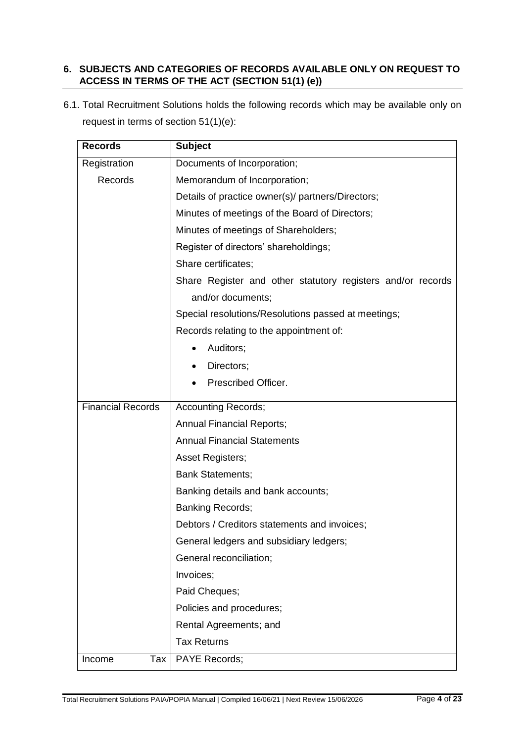## 6. SUBJECTS AND CATEGORIES OF RECORDS AVAILABLE ONLY ON REQUEST TO ACCESS IN TERMS OF THE ACT (SECTION 51(1) (e))

6.1. Total Recruitment Solutions holds the following records which may be available only on request in terms of section 51(1)(e):

| Records | Subject |
|---|---|
| Registration Records | Documents of Incorporation;<br>Memorandum of Incorporation;<br>Details of practice owner(s)/ partners/Directors;<br>Minutes of meetings of the Board of Directors;<br>Minutes of meetings of Shareholders;<br>Register of directors' shareholdings;<br>Share certificates;<br>Share Register and other statutory registers and/or records and/or documents;<br>Special resolutions/Resolutions passed at meetings;<br>Records relating to the appointment of:<br>• Auditors;<br>• Directors;<br>• Prescribed Officer. |
| Financial Records | Accounting Records;<br>Annual Financial Reports;<br>Annual Financial Statements<br>Asset Registers;<br>Bank Statements;<br>Banking details and bank accounts;<br>Banking Records;<br>Debtors / Creditors statements and invoices;<br>General ledgers and subsidiary ledgers;<br>General reconciliation;<br>Invoices;<br>Paid Cheques;<br>Policies and procedures;<br>Rental Agreements; and<br>Tax Returns |
| Income Tax | PAYE Records; |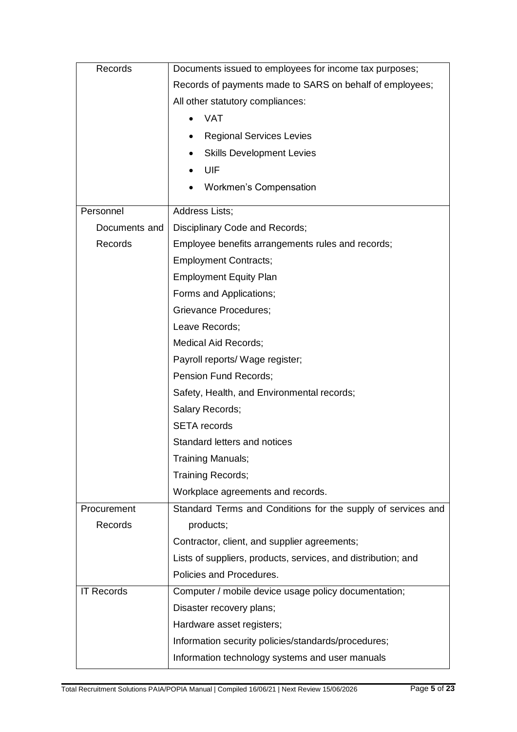| Records | Documents issued to employees for income tax purposes;<br>Records of payments made to SARS on behalf of employees;<br>All other statutory compliances:<br>• VAT<br>• Regional Services Levies<br>• Skills Development Levies<br>• UIF<br>• Workmen's Compensation |
|---|---|
| Personnel Documents and Records | Address Lists;<br>Disciplinary Code and Records;<br>Employee benefits arrangements rules and records;<br>Employment Contracts;<br>Employment Equity Plan<br>Forms and Applications;<br>Grievance Procedures;<br>Leave Records;<br>Medical Aid Records;<br>Payroll reports/ Wage register;<br>Pension Fund Records;<br>Safety, Health, and Environmental records;<br>Salary Records;<br>SETA records<br>Standard letters and notices<br>Training Manuals;<br>Training Records;<br>Workplace agreements and records. |
| Procurement Records | Standard Terms and Conditions for the supply of services and products;<br>Contractor, client, and supplier agreements;<br>Lists of suppliers, products, services, and distribution; and<br>Policies and Procedures. |
| IT Records | Computer / mobile device usage policy documentation;<br>Disaster recovery plans;<br>Hardware asset registers;<br>Information security policies/standards/procedures;<br>Information technology systems and user manuals |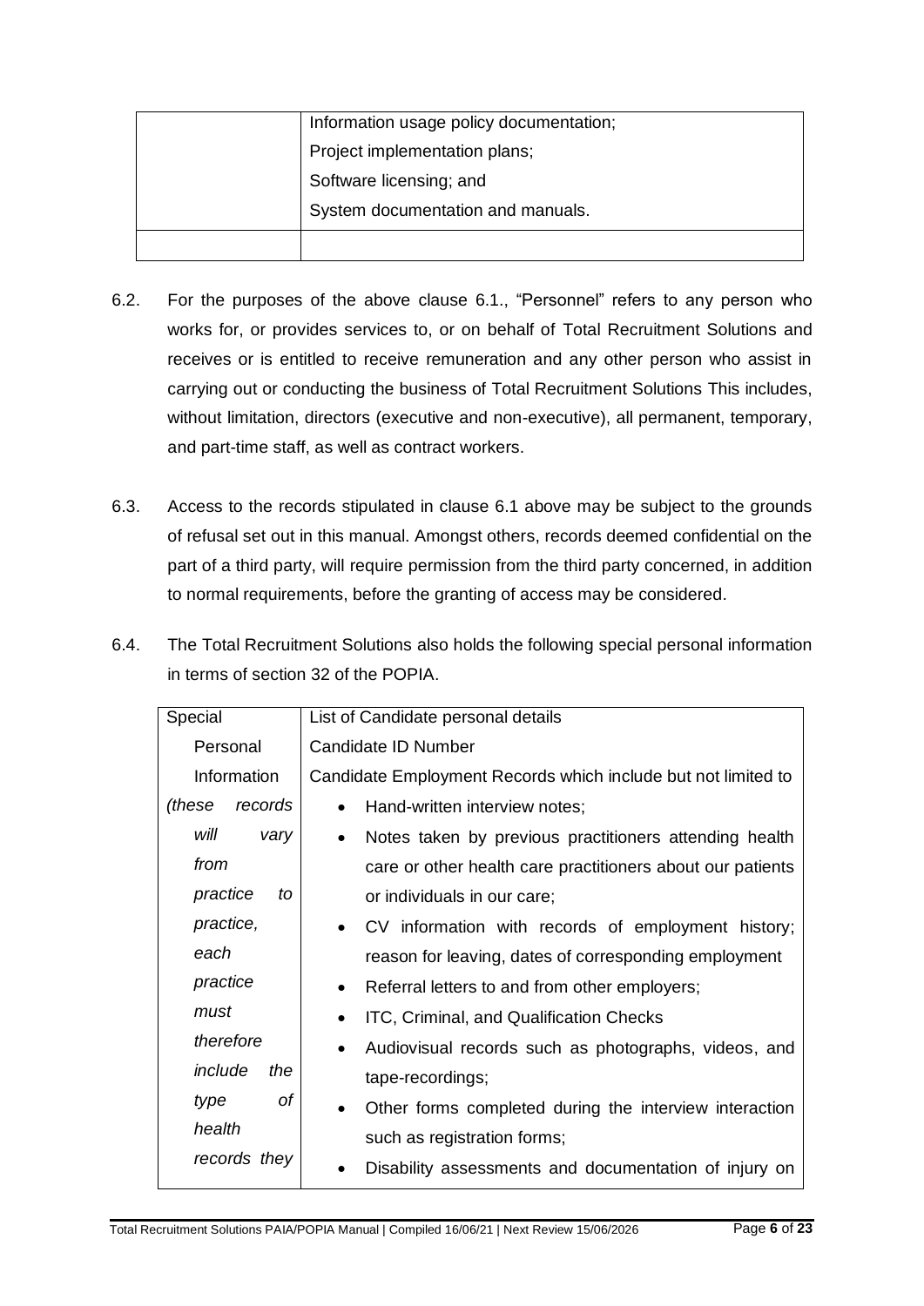| | |
|---|---|
| | Information usage policy documentation;<br>Project implementation plans;<br>Software licensing; and<br>System documentation and manuals. |
| | |

6.2. For the purposes of the above clause 6.1., "Personnel" refers to any person who works for, or provides services to, or on behalf of Total Recruitment Solutions and receives or is entitled to receive remuneration and any other person who assist in carrying out or conducting the business of Total Recruitment Solutions This includes, without limitation, directors (executive and non-executive), all permanent, temporary, and part-time staff, as well as contract workers.

6.3. Access to the records stipulated in clause 6.1 above may be subject to the grounds of refusal set out in this manual. Amongst others, records deemed confidential on the part of a third party, will require permission from the third party concerned, in addition to normal requirements, before the granting of access may be considered.

6.4. The Total Recruitment Solutions also holds the following special personal information in terms of section 32 of the POPIA.

| | |
|---|---|
| Special Personal Information *(these records will vary from practice to practice, each practice must therefore include the type of health records they* | List of Candidate personal details<br>Candidate ID Number<br>Candidate Employment Records which include but not limited to<br>• Hand-written interview notes;<br>• Notes taken by previous practitioners attending health care or other health care practitioners about our patients or individuals in our care;<br>• CV information with records of employment history; reason for leaving, dates of corresponding employment<br>• Referral letters to and from other employers;<br>• ITC, Criminal, and Qualification Checks<br>• Audiovisual records such as photographs, videos, and tape-recordings;<br>• Other forms completed during the interview interaction such as registration forms;<br>• Disability assessments and documentation of injury on |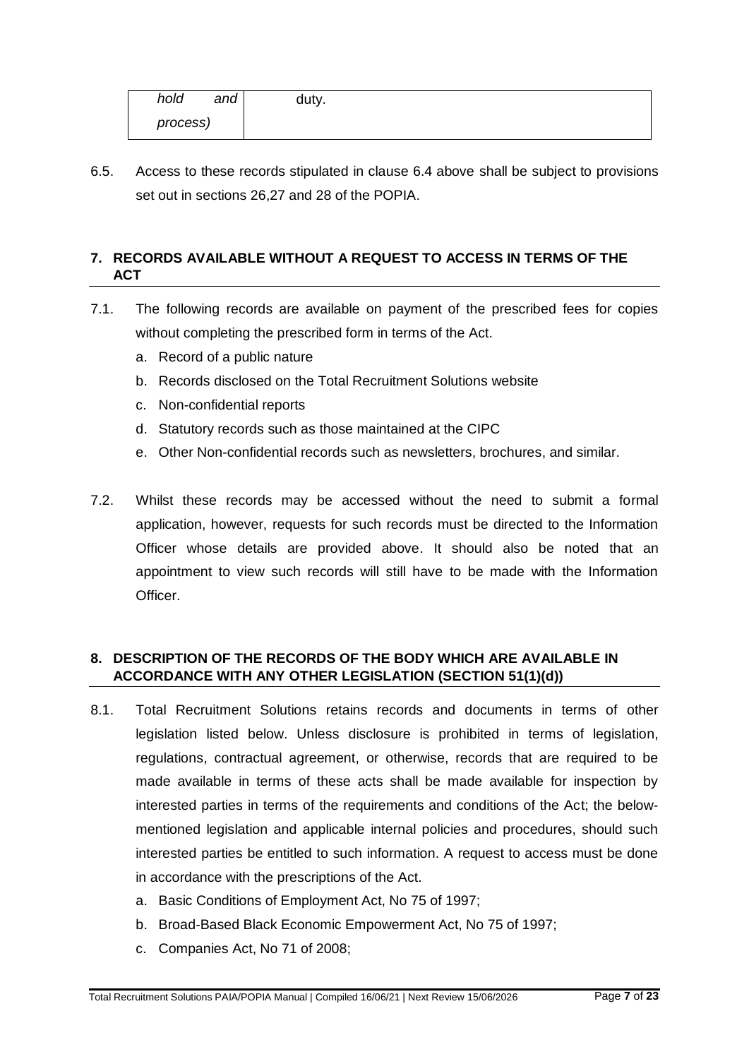| *hold and process)* | duty. |
|---|---|

6.5. Access to these records stipulated in clause 6.4 above shall be subject to provisions set out in sections 26,27 and 28 of the POPIA.

## 7. RECORDS AVAILABLE WITHOUT A REQUEST TO ACCESS IN TERMS OF THE ACT

7.1. The following records are available on payment of the prescribed fees for copies without completing the prescribed form in terms of the Act.

a. Record of a public nature
b. Records disclosed on the Total Recruitment Solutions website
c. Non-confidential reports
d. Statutory records such as those maintained at the CIPC
e. Other Non-confidential records such as newsletters, brochures, and similar.

7.2. Whilst these records may be accessed without the need to submit a formal application, however, requests for such records must be directed to the Information Officer whose details are provided above. It should also be noted that an appointment to view such records will still have to be made with the Information Officer.

## 8. DESCRIPTION OF THE RECORDS OF THE BODY WHICH ARE AVAILABLE IN ACCORDANCE WITH ANY OTHER LEGISLATION (SECTION 51(1)(d))

8.1. Total Recruitment Solutions retains records and documents in terms of other legislation listed below. Unless disclosure is prohibited in terms of legislation, regulations, contractual agreement, or otherwise, records that are required to be made available in terms of these acts shall be made available for inspection by interested parties in terms of the requirements and conditions of the Act; the below-mentioned legislation and applicable internal policies and procedures, should such interested parties be entitled to such information. A request to access must be done in accordance with the prescriptions of the Act.

a. Basic Conditions of Employment Act, No 75 of 1997;
b. Broad-Based Black Economic Empowerment Act, No 75 of 1997;
c. Companies Act, No 71 of 2008;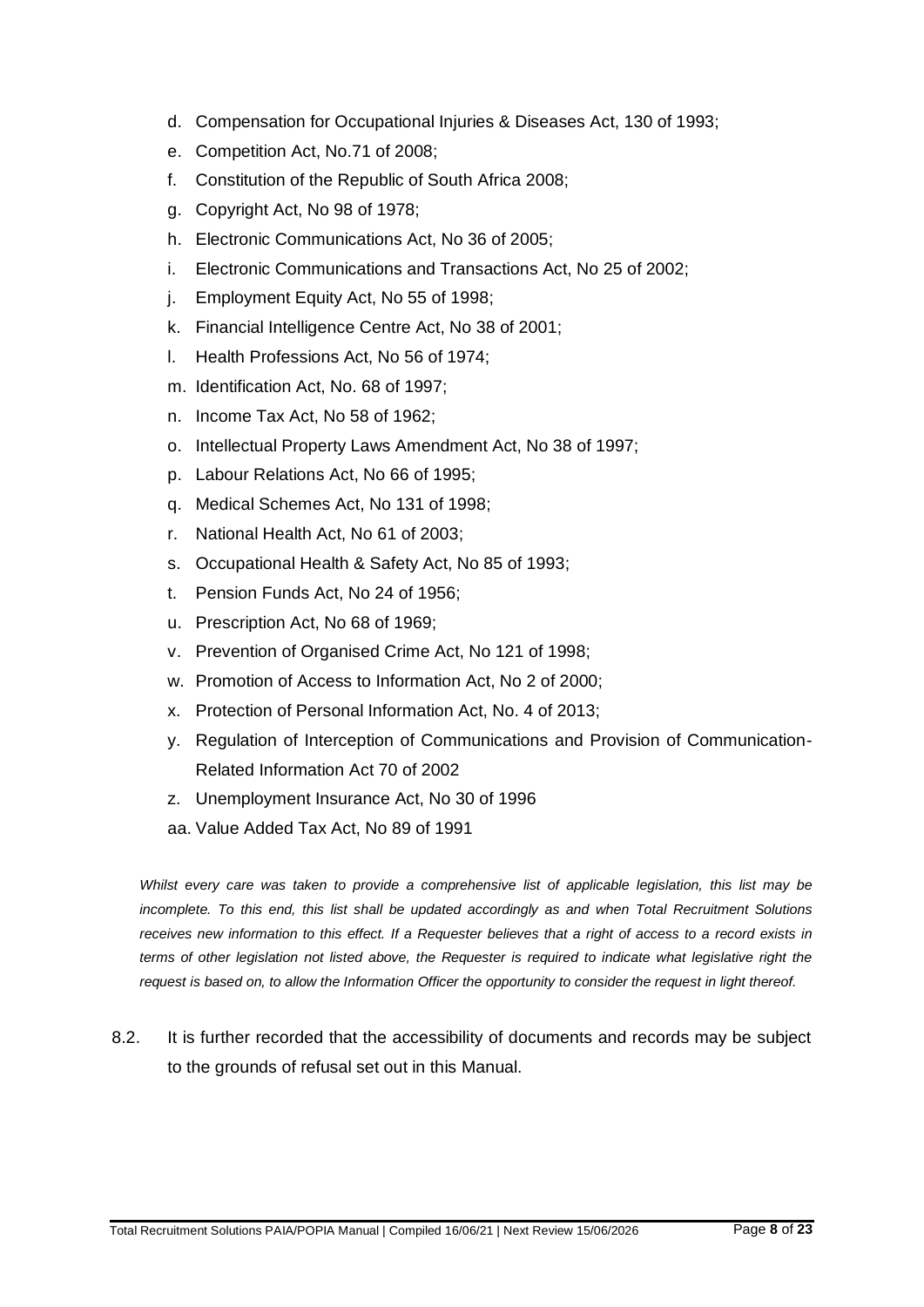d. Compensation for Occupational Injuries & Diseases Act, 130 of 1993;
e. Competition Act, No.71 of 2008;
f. Constitution of the Republic of South Africa 2008;
g. Copyright Act, No 98 of 1978;
h. Electronic Communications Act, No 36 of 2005;
i. Electronic Communications and Transactions Act, No 25 of 2002;
j. Employment Equity Act, No 55 of 1998;
k. Financial Intelligence Centre Act, No 38 of 2001;
l. Health Professions Act, No 56 of 1974;
m. Identification Act, No. 68 of 1997;
n. Income Tax Act, No 58 of 1962;
o. Intellectual Property Laws Amendment Act, No 38 of 1997;
p. Labour Relations Act, No 66 of 1995;
q. Medical Schemes Act, No 131 of 1998;
r. National Health Act, No 61 of 2003;
s. Occupational Health & Safety Act, No 85 of 1993;
t. Pension Funds Act, No 24 of 1956;
u. Prescription Act, No 68 of 1969;
v. Prevention of Organised Crime Act, No 121 of 1998;
w. Promotion of Access to Information Act, No 2 of 2000;
x. Protection of Personal Information Act, No. 4 of 2013;
y. Regulation of Interception of Communications and Provision of Communication-Related Information Act 70 of 2002
z. Unemployment Insurance Act, No 30 of 1996
aa. Value Added Tax Act, No 89 of 1991

*Whilst every care was taken to provide a comprehensive list of applicable legislation, this list may be incomplete. To this end, this list shall be updated accordingly as and when Total Recruitment Solutions receives new information to this effect. If a Requester believes that a right of access to a record exists in terms of other legislation not listed above, the Requester is required to indicate what legislative right the request is based on, to allow the Information Officer the opportunity to consider the request in light thereof.*

8.2. It is further recorded that the accessibility of documents and records may be subject to the grounds of refusal set out in this Manual.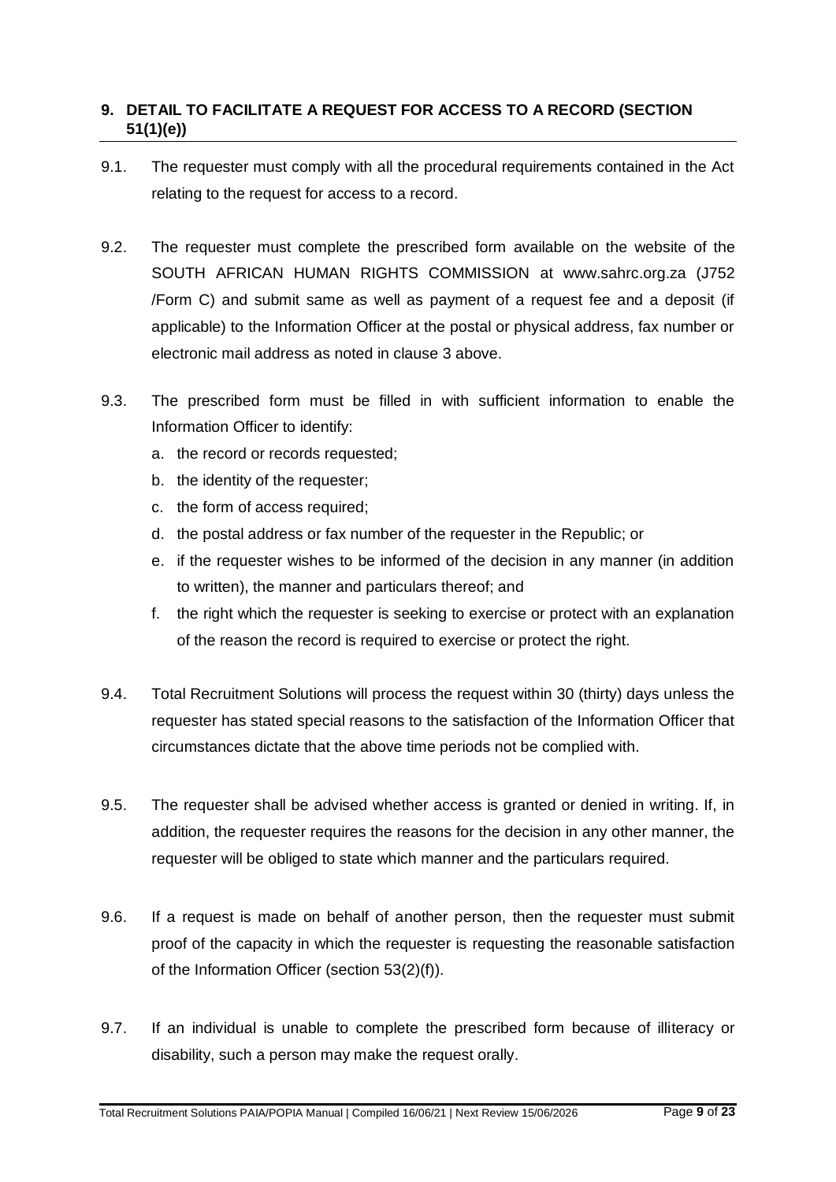## 9. DETAIL TO FACILITATE A REQUEST FOR ACCESS TO A RECORD (SECTION 51(1)(e))

9.1. The requester must comply with all the procedural requirements contained in the Act relating to the request for access to a record.

9.2. The requester must complete the prescribed form available on the website of the SOUTH AFRICAN HUMAN RIGHTS COMMISSION at www.sahrc.org.za (J752 /Form C) and submit same as well as payment of a request fee and a deposit (if applicable) to the Information Officer at the postal or physical address, fax number or electronic mail address as noted in clause 3 above.

9.3. The prescribed form must be filled in with sufficient information to enable the Information Officer to identify:

a. the record or records requested;
b. the identity of the requester;
c. the form of access required;
d. the postal address or fax number of the requester in the Republic; or
e. if the requester wishes to be informed of the decision in any manner (in addition to written), the manner and particulars thereof; and
f. the right which the requester is seeking to exercise or protect with an explanation of the reason the record is required to exercise or protect the right.

9.4. Total Recruitment Solutions will process the request within 30 (thirty) days unless the requester has stated special reasons to the satisfaction of the Information Officer that circumstances dictate that the above time periods not be complied with.

9.5. The requester shall be advised whether access is granted or denied in writing. If, in addition, the requester requires the reasons for the decision in any other manner, the requester will be obliged to state which manner and the particulars required.

9.6. If a request is made on behalf of another person, then the requester must submit proof of the capacity in which the requester is requesting the reasonable satisfaction of the Information Officer (section 53(2)(f)).

9.7. If an individual is unable to complete the prescribed form because of illiteracy or disability, such a person may make the request orally.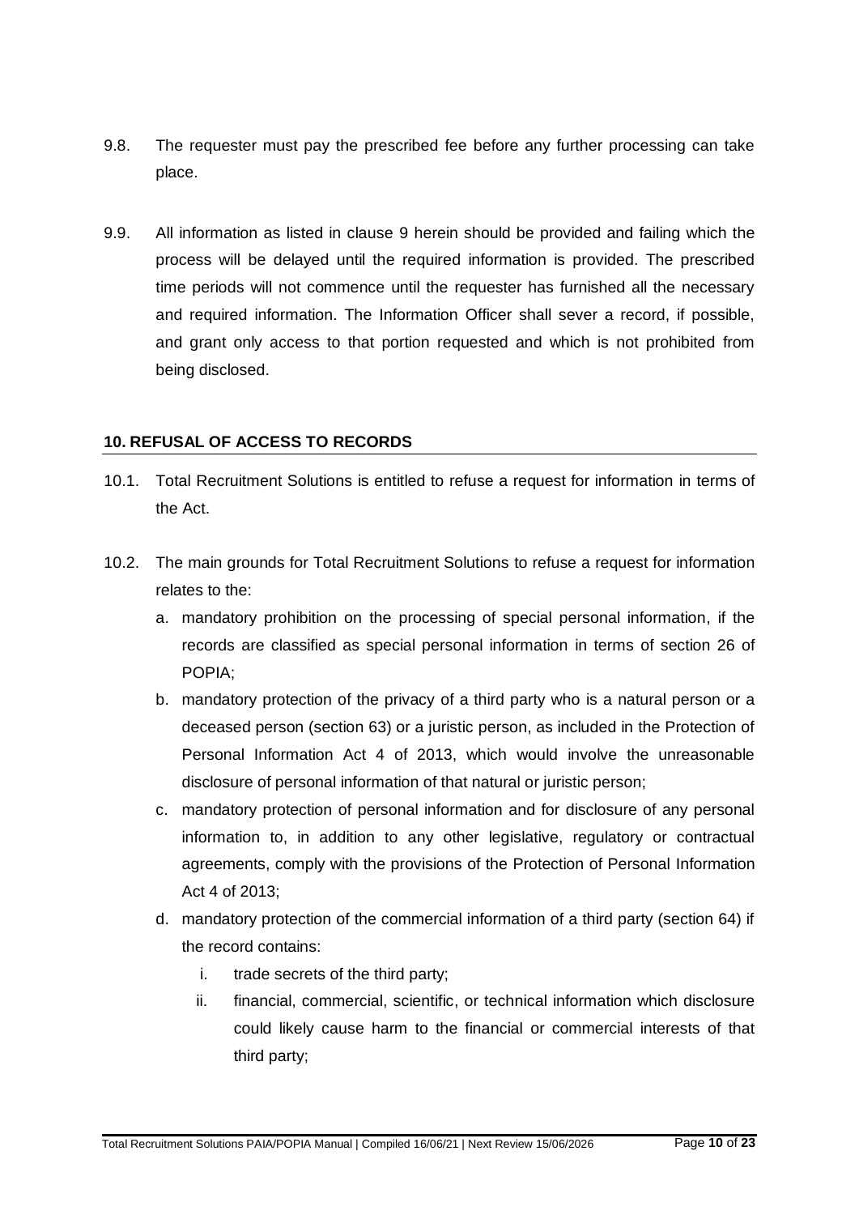9.8. The requester must pay the prescribed fee before any further processing can take place.

9.9. All information as listed in clause 9 herein should be provided and failing which the process will be delayed until the required information is provided. The prescribed time periods will not commence until the requester has furnished all the necessary and required information. The Information Officer shall sever a record, if possible, and grant only access to that portion requested and which is not prohibited from being disclosed.

## 10. REFUSAL OF ACCESS TO RECORDS

10.1. Total Recruitment Solutions is entitled to refuse a request for information in terms of the Act.

10.2. The main grounds for Total Recruitment Solutions to refuse a request for information relates to the:

a. mandatory prohibition on the processing of special personal information, if the records are classified as special personal information in terms of section 26 of POPIA;

b. mandatory protection of the privacy of a third party who is a natural person or a deceased person (section 63) or a juristic person, as included in the Protection of Personal Information Act 4 of 2013, which would involve the unreasonable disclosure of personal information of that natural or juristic person;

c. mandatory protection of personal information and for disclosure of any personal information to, in addition to any other legislative, regulatory or contractual agreements, comply with the provisions of the Protection of Personal Information Act 4 of 2013;

d. mandatory protection of the commercial information of a third party (section 64) if the record contains:

   i. trade secrets of the third party;

   ii. financial, commercial, scientific, or technical information which disclosure could likely cause harm to the financial or commercial interests of that third party;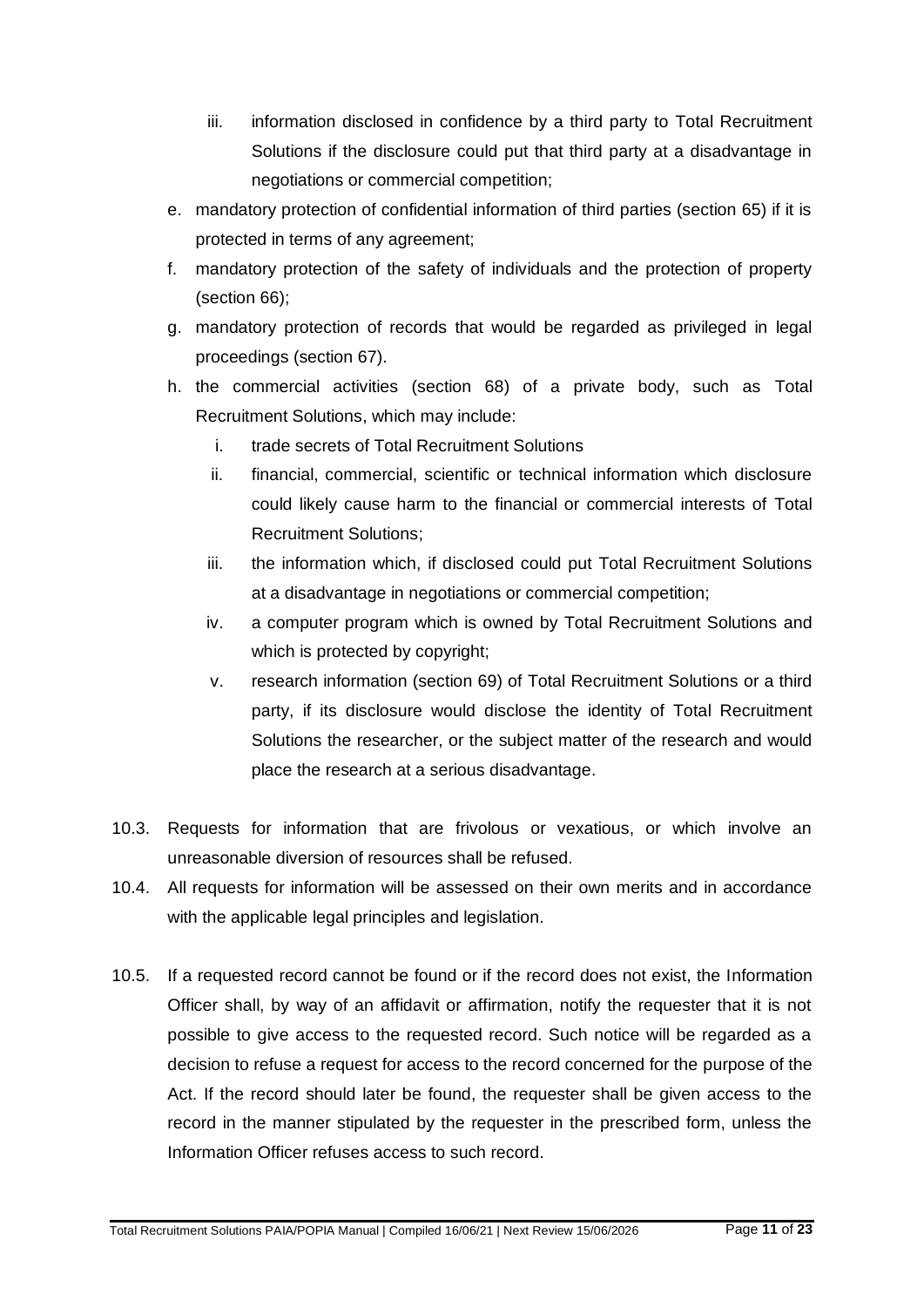iii. information disclosed in confidence by a third party to Total Recruitment Solutions if the disclosure could put that third party at a disadvantage in negotiations or commercial competition;

e. mandatory protection of confidential information of third parties (section 65) if it is protected in terms of any agreement;
f. mandatory protection of the safety of individuals and the protection of property (section 66);
g. mandatory protection of records that would be regarded as privileged in legal proceedings (section 67).
h. the commercial activities (section 68) of a private body, such as Total Recruitment Solutions, which may include:
   i. trade secrets of Total Recruitment Solutions
   ii. financial, commercial, scientific or technical information which disclosure could likely cause harm to the financial or commercial interests of Total Recruitment Solutions;
   iii. the information which, if disclosed could put Total Recruitment Solutions at a disadvantage in negotiations or commercial competition;
   iv. a computer program which is owned by Total Recruitment Solutions and which is protected by copyright;
   v. research information (section 69) of Total Recruitment Solutions or a third party, if its disclosure would disclose the identity of Total Recruitment Solutions the researcher, or the subject matter of the research and would place the research at a serious disadvantage.

10.3. Requests for information that are frivolous or vexatious, or which involve an unreasonable diversion of resources shall be refused.

10.4. All requests for information will be assessed on their own merits and in accordance with the applicable legal principles and legislation.

10.5. If a requested record cannot be found or if the record does not exist, the Information Officer shall, by way of an affidavit or affirmation, notify the requester that it is not possible to give access to the requested record. Such notice will be regarded as a decision to refuse a request for access to the record concerned for the purpose of the Act. If the record should later be found, the requester shall be given access to the record in the manner stipulated by the requester in the prescribed form, unless the Information Officer refuses access to such record.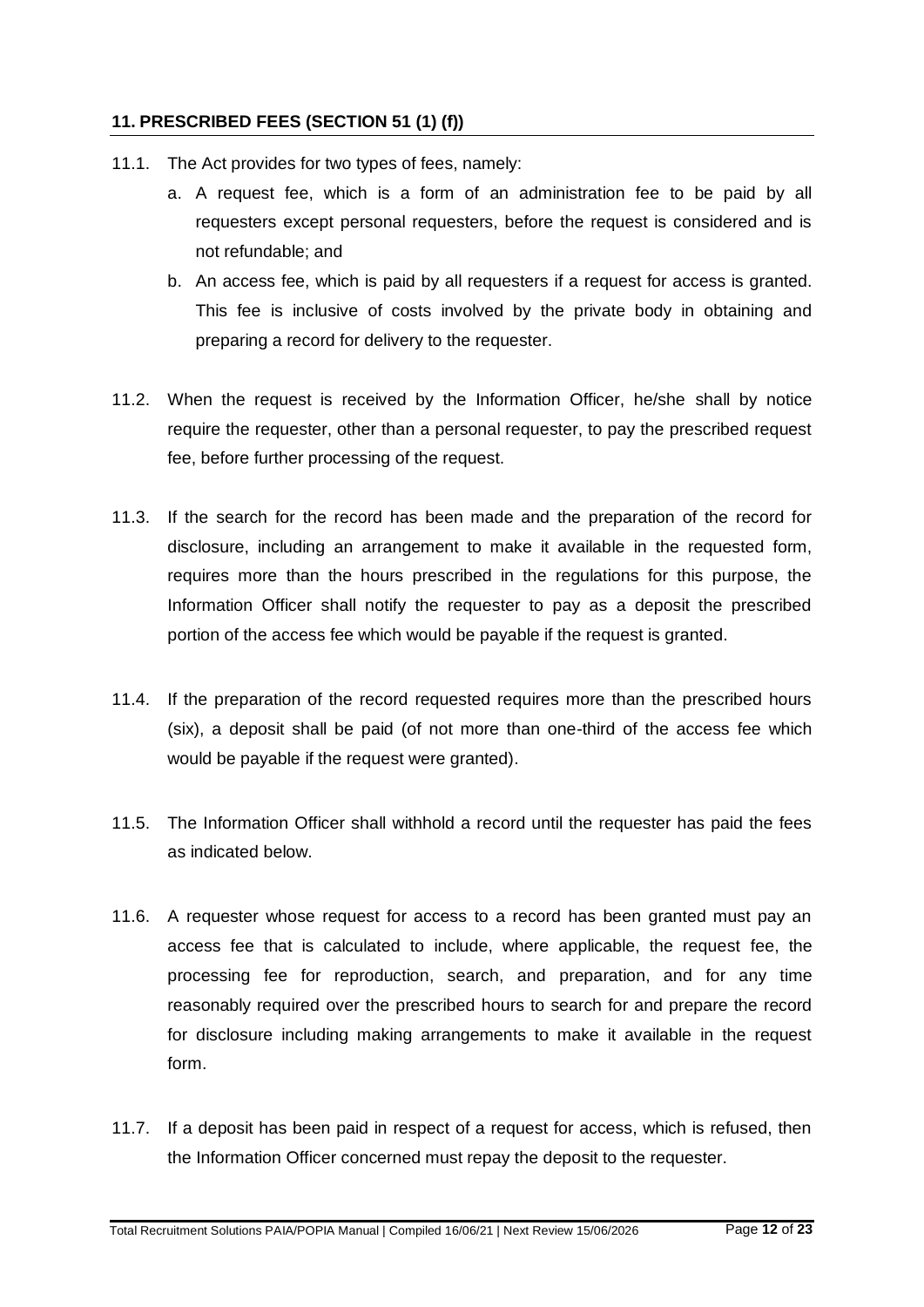### 11. PRESCRIBED FEES (SECTION 51 (1) (f))

11.1. The Act provides for two types of fees, namely:

a. A request fee, which is a form of an administration fee to be paid by all requesters except personal requesters, before the request is considered and is not refundable; and

b. An access fee, which is paid by all requesters if a request for access is granted. This fee is inclusive of costs involved by the private body in obtaining and preparing a record for delivery to the requester.

11.2. When the request is received by the Information Officer, he/she shall by notice require the requester, other than a personal requester, to pay the prescribed request fee, before further processing of the request.

11.3. If the search for the record has been made and the preparation of the record for disclosure, including an arrangement to make it available in the requested form, requires more than the hours prescribed in the regulations for this purpose, the Information Officer shall notify the requester to pay as a deposit the prescribed portion of the access fee which would be payable if the request is granted.

11.4. If the preparation of the record requested requires more than the prescribed hours (six), a deposit shall be paid (of not more than one-third of the access fee which would be payable if the request were granted).

11.5. The Information Officer shall withhold a record until the requester has paid the fees as indicated below.

11.6. A requester whose request for access to a record has been granted must pay an access fee that is calculated to include, where applicable, the request fee, the processing fee for reproduction, search, and preparation, and for any time reasonably required over the prescribed hours to search for and prepare the record for disclosure including making arrangements to make it available in the request form.

11.7. If a deposit has been paid in respect of a request for access, which is refused, then the Information Officer concerned must repay the deposit to the requester.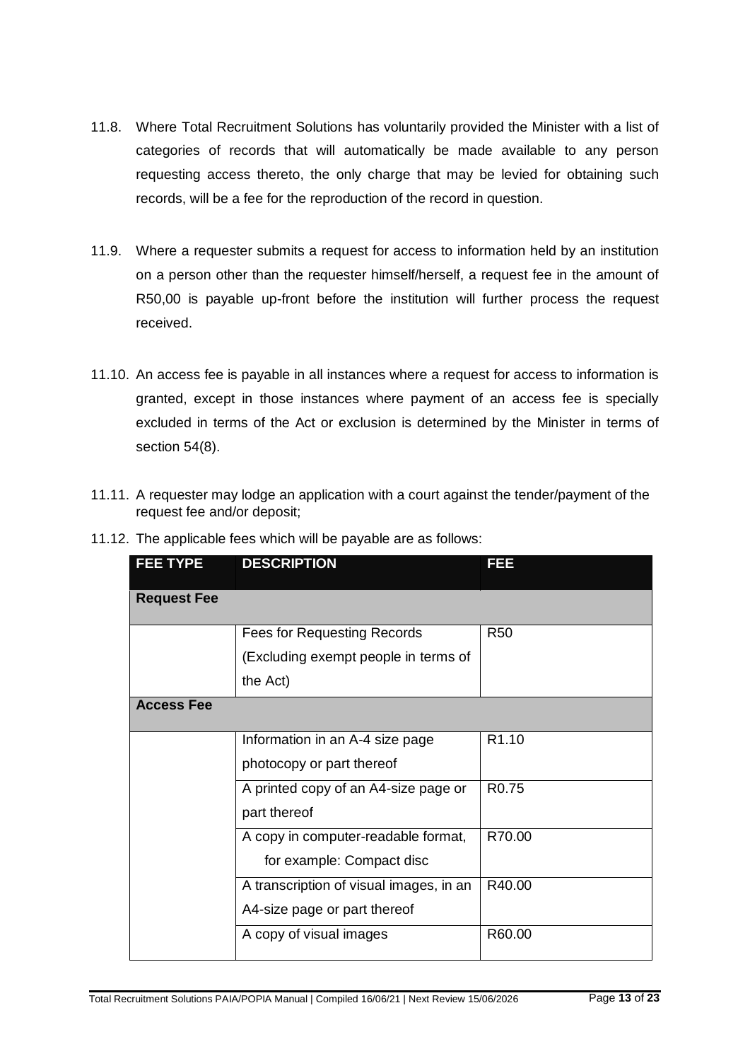11.8. Where Total Recruitment Solutions has voluntarily provided the Minister with a list of categories of records that will automatically be made available to any person requesting access thereto, the only charge that may be levied for obtaining such records, will be a fee for the reproduction of the record in question.

11.9. Where a requester submits a request for access to information held by an institution on a person other than the requester himself/herself, a request fee in the amount of R50,00 is payable up-front before the institution will further process the request received.

11.10. An access fee is payable in all instances where a request for access to information is granted, except in those instances where payment of an access fee is specially excluded in terms of the Act or exclusion is determined by the Minister in terms of section 54(8).

11.11. A requester may lodge an application with a court against the tender/payment of the request fee and/or deposit;

11.12. The applicable fees which will be payable are as follows:

| FEE TYPE | DESCRIPTION | FEE |
|---|---|---|
| **Request Fee** | | |
| | Fees for Requesting Records (Excluding exempt people in terms of the Act) | R50 |
| **Access Fee** | | |
| | Information in an A-4 size page photocopy or part thereof | R1.10 |
| | A printed copy of an A4-size page or part thereof | R0.75 |
| | A copy in computer-readable format, for example: Compact disc | R70.00 |
| | A transcription of visual images, in an A4-size page or part thereof | R40.00 |
| | A copy of visual images | R60.00 |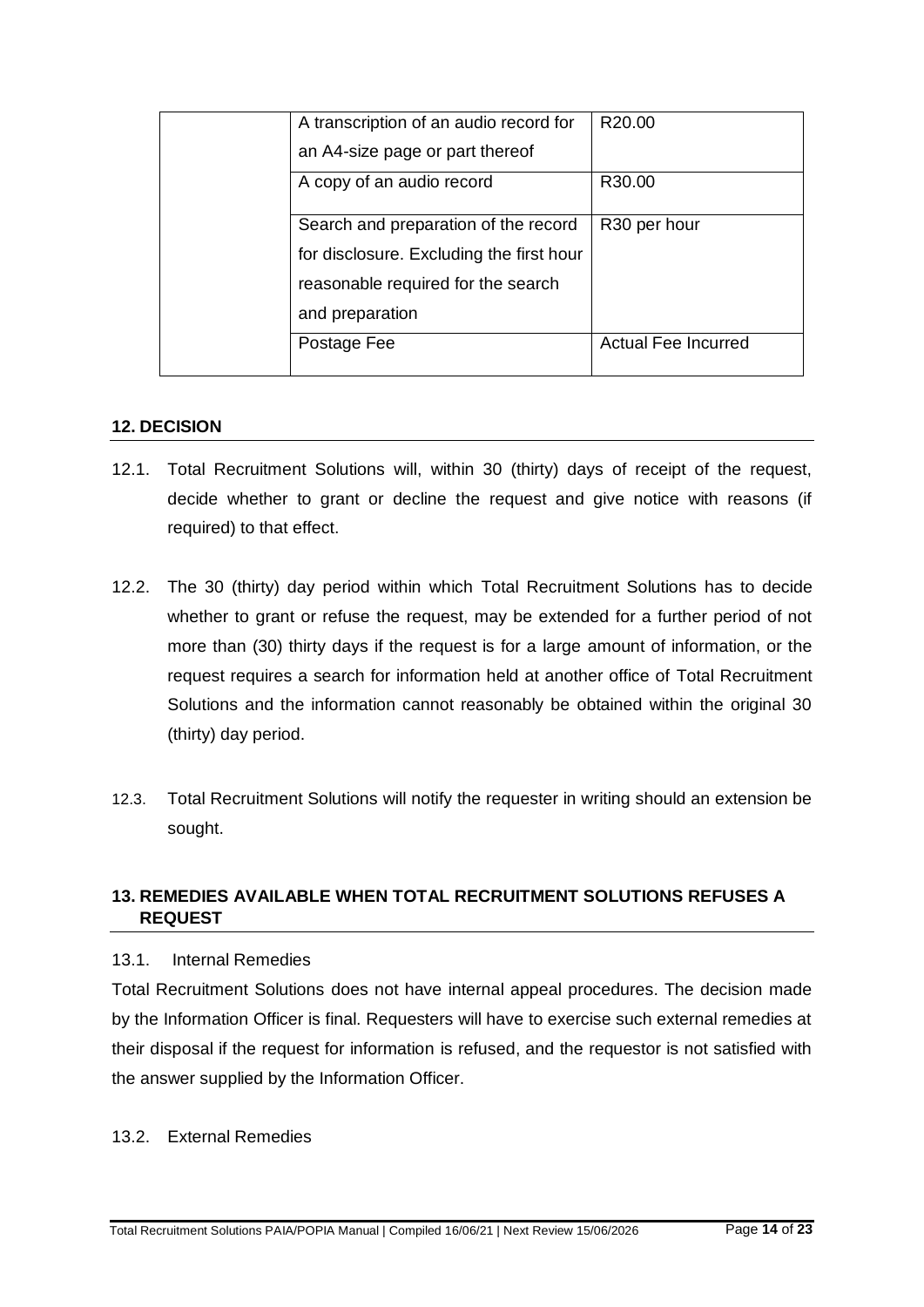| | | |
|---|---|---|
| | A transcription of an audio record for an A4-size page or part thereof | R20.00 |
| | A copy of an audio record | R30.00 |
| | Search and preparation of the record for disclosure. Excluding the first hour reasonable required for the search and preparation | R30 per hour |
| | Postage Fee | Actual Fee Incurred |

## 12. DECISION

12.1. Total Recruitment Solutions will, within 30 (thirty) days of receipt of the request, decide whether to grant or decline the request and give notice with reasons (if required) to that effect.

12.2. The 30 (thirty) day period within which Total Recruitment Solutions has to decide whether to grant or refuse the request, may be extended for a further period of not more than (30) thirty days if the request is for a large amount of information, or the request requires a search for information held at another office of Total Recruitment Solutions and the information cannot reasonably be obtained within the original 30 (thirty) day period.

12.3. Total Recruitment Solutions will notify the requester in writing should an extension be sought.

## 13. REMEDIES AVAILABLE WHEN TOTAL RECRUITMENT SOLUTIONS REFUSES A REQUEST

13.1. Internal Remedies

Total Recruitment Solutions does not have internal appeal procedures. The decision made by the Information Officer is final. Requesters will have to exercise such external remedies at their disposal if the request for information is refused, and the requestor is not satisfied with the answer supplied by the Information Officer.

13.2. External Remedies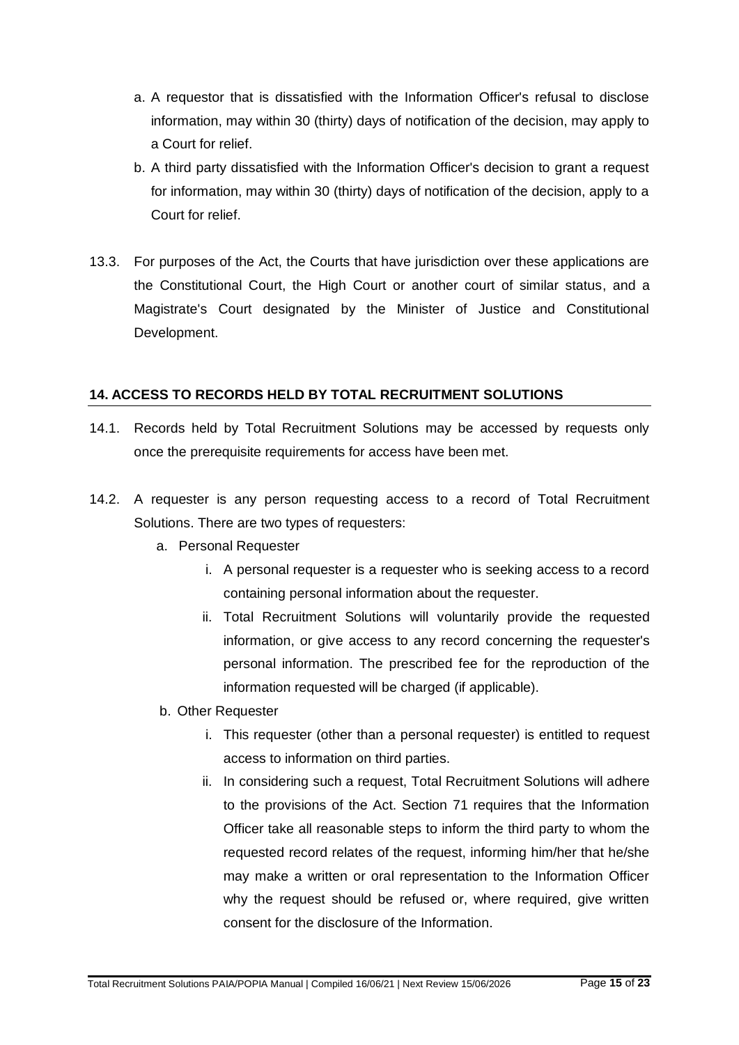a. A requestor that is dissatisfied with the Information Officer's refusal to disclose information, may within 30 (thirty) days of notification of the decision, may apply to a Court for relief.

b. A third party dissatisfied with the Information Officer's decision to grant a request for information, may within 30 (thirty) days of notification of the decision, apply to a Court for relief.

13.3. For purposes of the Act, the Courts that have jurisdiction over these applications are the Constitutional Court, the High Court or another court of similar status, and a Magistrate's Court designated by the Minister of Justice and Constitutional Development.

## 14. ACCESS TO RECORDS HELD BY TOTAL RECRUITMENT SOLUTIONS

14.1. Records held by Total Recruitment Solutions may be accessed by requests only once the prerequisite requirements for access have been met.

14.2. A requester is any person requesting access to a record of Total Recruitment Solutions. There are two types of requesters:

a. Personal Requester

   i. A personal requester is a requester who is seeking access to a record containing personal information about the requester.

   ii. Total Recruitment Solutions will voluntarily provide the requested information, or give access to any record concerning the requester's personal information. The prescribed fee for the reproduction of the information requested will be charged (if applicable).

b. Other Requester

   i. This requester (other than a personal requester) is entitled to request access to information on third parties.

   ii. In considering such a request, Total Recruitment Solutions will adhere to the provisions of the Act. Section 71 requires that the Information Officer take all reasonable steps to inform the third party to whom the requested record relates of the request, informing him/her that he/she may make a written or oral representation to the Information Officer why the request should be refused or, where required, give written consent for the disclosure of the Information.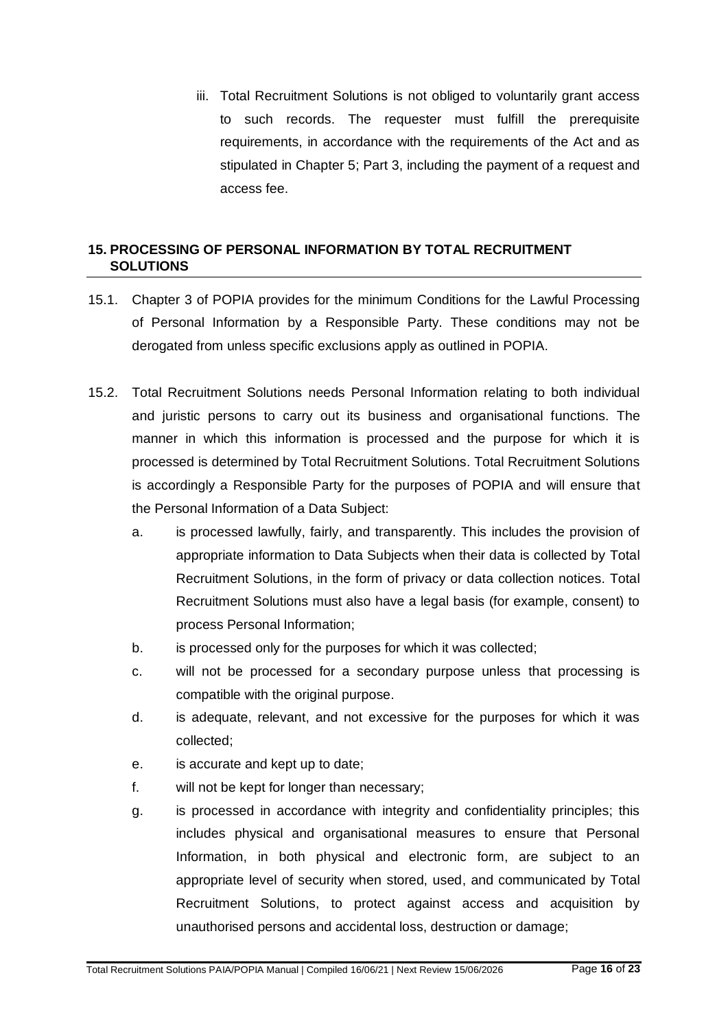iii. Total Recruitment Solutions is not obliged to voluntarily grant access to such records. The requester must fulfill the prerequisite requirements, in accordance with the requirements of the Act and as stipulated in Chapter 5; Part 3, including the payment of a request and access fee.

## 15. PROCESSING OF PERSONAL INFORMATION BY TOTAL RECRUITMENT SOLUTIONS

15.1. Chapter 3 of POPIA provides for the minimum Conditions for the Lawful Processing of Personal Information by a Responsible Party. These conditions may not be derogated from unless specific exclusions apply as outlined in POPIA.

15.2. Total Recruitment Solutions needs Personal Information relating to both individual and juristic persons to carry out its business and organisational functions. The manner in which this information is processed and the purpose for which it is processed is determined by Total Recruitment Solutions. Total Recruitment Solutions is accordingly a Responsible Party for the purposes of POPIA and will ensure that the Personal Information of a Data Subject:

a. is processed lawfully, fairly, and transparently. This includes the provision of appropriate information to Data Subjects when their data is collected by Total Recruitment Solutions, in the form of privacy or data collection notices. Total Recruitment Solutions must also have a legal basis (for example, consent) to process Personal Information;

b. is processed only for the purposes for which it was collected;

c. will not be processed for a secondary purpose unless that processing is compatible with the original purpose.

d. is adequate, relevant, and not excessive for the purposes for which it was collected;

e. is accurate and kept up to date;

f. will not be kept for longer than necessary;

g. is processed in accordance with integrity and confidentiality principles; this includes physical and organisational measures to ensure that Personal Information, in both physical and electronic form, are subject to an appropriate level of security when stored, used, and communicated by Total Recruitment Solutions, to protect against access and acquisition by unauthorised persons and accidental loss, destruction or damage;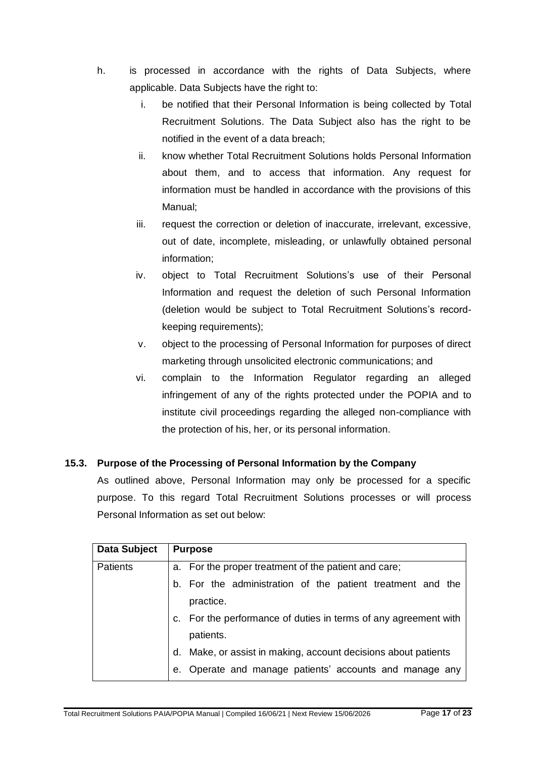h. is processed in accordance with the rights of Data Subjects, where applicable. Data Subjects have the right to:

   i. be notified that their Personal Information is being collected by Total Recruitment Solutions. The Data Subject also has the right to be notified in the event of a data breach;

   ii. know whether Total Recruitment Solutions holds Personal Information about them, and to access that information. Any request for information must be handled in accordance with the provisions of this Manual;

   iii. request the correction or deletion of inaccurate, irrelevant, excessive, out of date, incomplete, misleading, or unlawfully obtained personal information;

   iv. object to Total Recruitment Solutions's use of their Personal Information and request the deletion of such Personal Information (deletion would be subject to Total Recruitment Solutions's record-keeping requirements);

   v. object to the processing of Personal Information for purposes of direct marketing through unsolicited electronic communications; and

   vi. complain to the Information Regulator regarding an alleged infringement of any of the rights protected under the POPIA and to institute civil proceedings regarding the alleged non-compliance with the protection of his, her, or its personal information.

### 15.3. Purpose of the Processing of Personal Information by the Company

As outlined above, Personal Information may only be processed for a specific purpose. To this regard Total Recruitment Solutions processes or will process Personal Information as set out below:

| Data Subject | Purpose |
|---|---|
| Patients | a. For the proper treatment of the patient and care;<br>b. For the administration of the patient treatment and the practice.<br>c. For the performance of duties in terms of any agreement with patients.<br>d. Make, or assist in making, account decisions about patients<br>e. Operate and manage patients' accounts and manage any |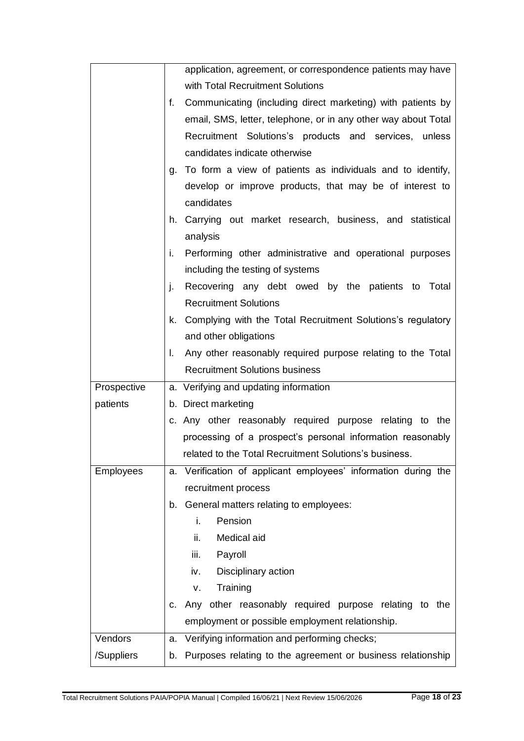| | |
|---|---|
| | application, agreement, or correspondence patients may have with Total Recruitment Solutions<br>f. Communicating (including direct marketing) with patients by email, SMS, letter, telephone, or in any other way about Total Recruitment Solutions's products and services, unless candidates indicate otherwise<br>g. To form a view of patients as individuals and to identify, develop or improve products, that may be of interest to candidates<br>h. Carrying out market research, business, and statistical analysis<br>i. Performing other administrative and operational purposes including the testing of systems<br>j. Recovering any debt owed by the patients to Total Recruitment Solutions<br>k. Complying with the Total Recruitment Solutions's regulatory and other obligations<br>l. Any other reasonably required purpose relating to the Total Recruitment Solutions business |
| Prospective patients | a. Verifying and updating information<br>b. Direct marketing<br>c. Any other reasonably required purpose relating to the processing of a prospect's personal information reasonably related to the Total Recruitment Solutions's business. |
| Employees | a. Verification of applicant employees' information during the recruitment process<br>b. General matters relating to employees:<br>i. Pension<br>ii. Medical aid<br>iii. Payroll<br>iv. Disciplinary action<br>v. Training<br>c. Any other reasonably required purpose relating to the employment or possible employment relationship. |
| Vendors /Suppliers | a. Verifying information and performing checks;<br>b. Purposes relating to the agreement or business relationship |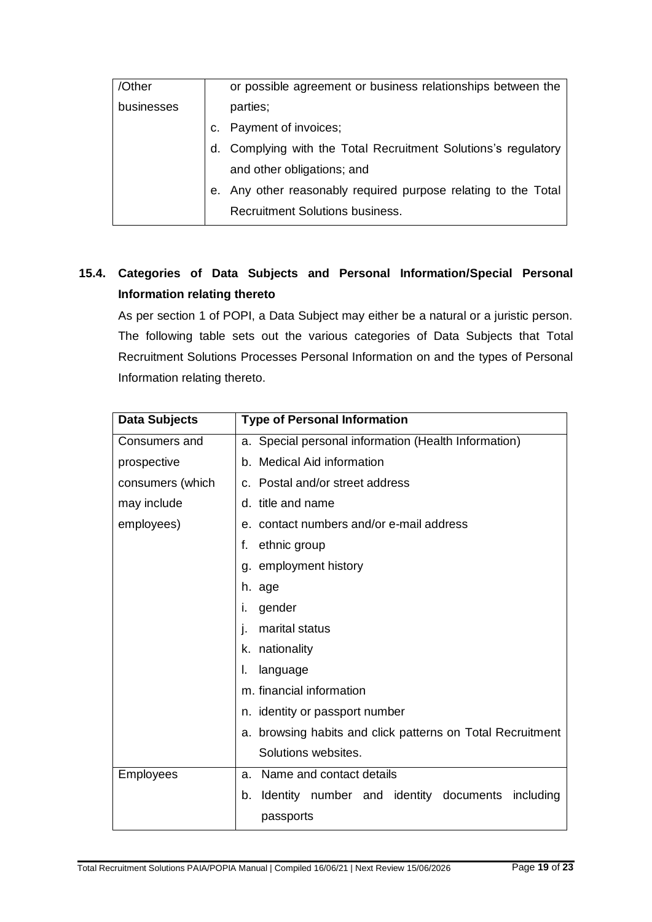| /Other businesses | or possible agreement or business relationships between the parties;<br>c. Payment of invoices;<br>d. Complying with the Total Recruitment Solutions's regulatory and other obligations; and<br>e. Any other reasonably required purpose relating to the Total Recruitment Solutions business. |
|---|---|

### 15.4. Categories of Data Subjects and Personal Information/Special Personal Information relating thereto

As per section 1 of POPI, a Data Subject may either be a natural or a juristic person. The following table sets out the various categories of Data Subjects that Total Recruitment Solutions Processes Personal Information on and the types of Personal Information relating thereto.

| Data Subjects | Type of Personal Information |
|---|---|
| Consumers and prospective consumers (which may include employees) | a. Special personal information (Health Information)<br>b. Medical Aid information<br>c. Postal and/or street address<br>d. title and name<br>e. contact numbers and/or e-mail address<br>f. ethnic group<br>g. employment history<br>h. age<br>i. gender<br>j. marital status<br>k. nationality<br>l. language<br>m. financial information<br>n. identity or passport number<br>a. browsing habits and click patterns on Total Recruitment Solutions websites. |
| Employees | a. Name and contact details<br>b. Identity number and identity documents including passports |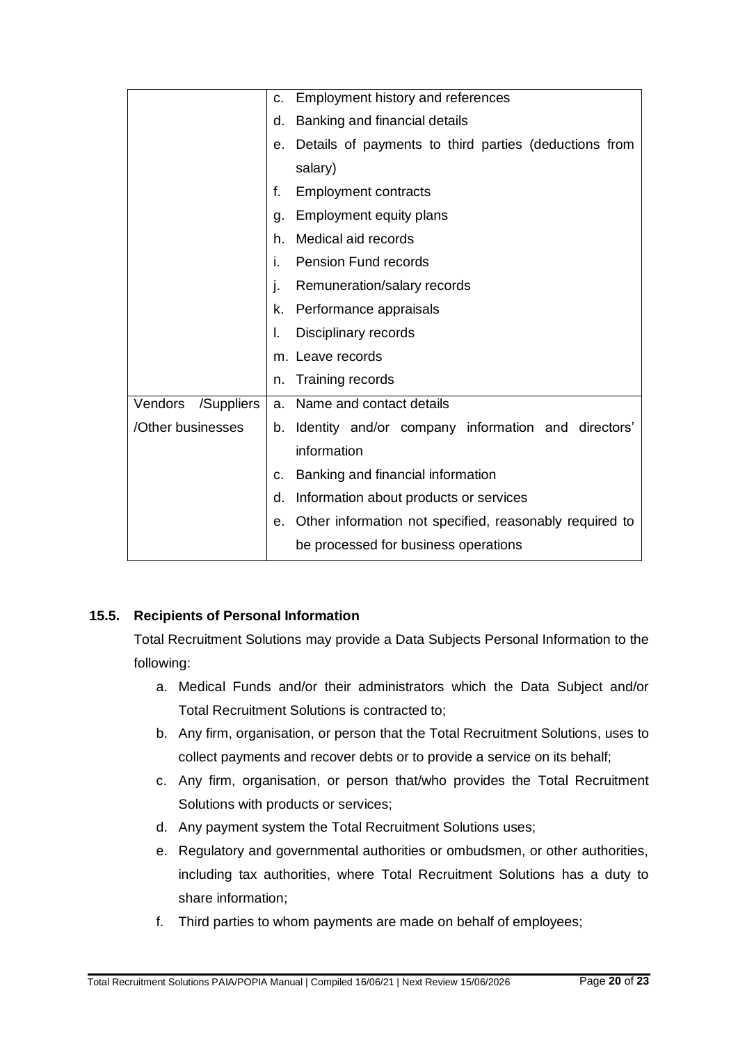| | |
|---|---|
| | c. Employment history and references<br>d. Banking and financial details<br>e. Details of payments to third parties (deductions from salary)<br>f. Employment contracts<br>g. Employment equity plans<br>h. Medical aid records<br>i. Pension Fund records<br>j. Remuneration/salary records<br>k. Performance appraisals<br>l. Disciplinary records<br>m. Leave records<br>n. Training records |
| Vendors /Suppliers /Other businesses | a. Name and contact details<br>b. Identity and/or company information and directors' information<br>c. Banking and financial information<br>d. Information about products or services<br>e. Other information not specified, reasonably required to be processed for business operations |

### 15.5. Recipients of Personal Information

Total Recruitment Solutions may provide a Data Subjects Personal Information to the following:

a. Medical Funds and/or their administrators which the Data Subject and/or Total Recruitment Solutions is contracted to;
b. Any firm, organisation, or person that the Total Recruitment Solutions, uses to collect payments and recover debts or to provide a service on its behalf;
c. Any firm, organisation, or person that/who provides the Total Recruitment Solutions with products or services;
d. Any payment system the Total Recruitment Solutions uses;
e. Regulatory and governmental authorities or ombudsmen, or other authorities, including tax authorities, where Total Recruitment Solutions has a duty to share information;
f. Third parties to whom payments are made on behalf of employees;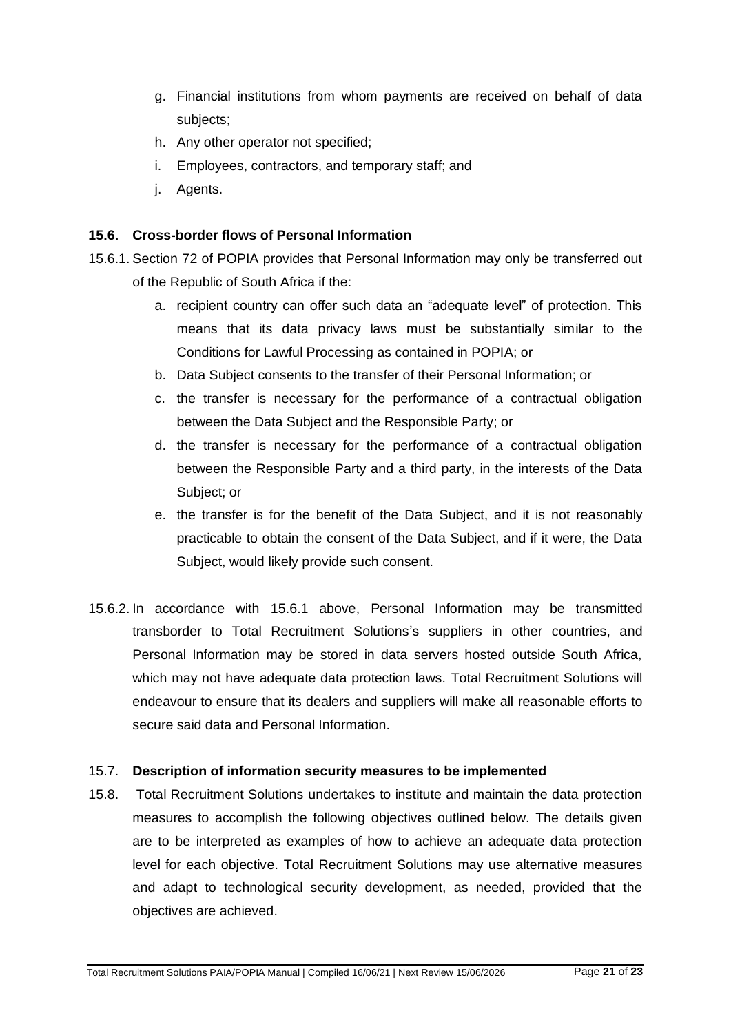g. Financial institutions from whom payments are received on behalf of data subjects;
h. Any other operator not specified;
i. Employees, contractors, and temporary staff; and
j. Agents.

### 15.6. Cross-border flows of Personal Information

15.6.1. Section 72 of POPIA provides that Personal Information may only be transferred out of the Republic of South Africa if the:

a. recipient country can offer such data an "adequate level" of protection. This means that its data privacy laws must be substantially similar to the Conditions for Lawful Processing as contained in POPIA; or
b. Data Subject consents to the transfer of their Personal Information; or
c. the transfer is necessary for the performance of a contractual obligation between the Data Subject and the Responsible Party; or
d. the transfer is necessary for the performance of a contractual obligation between the Responsible Party and a third party, in the interests of the Data Subject; or
e. the transfer is for the benefit of the Data Subject, and it is not reasonably practicable to obtain the consent of the Data Subject, and if it were, the Data Subject, would likely provide such consent.

15.6.2. In accordance with 15.6.1 above, Personal Information may be transmitted transborder to Total Recruitment Solutions's suppliers in other countries, and Personal Information may be stored in data servers hosted outside South Africa, which may not have adequate data protection laws. Total Recruitment Solutions will endeavour to ensure that its dealers and suppliers will make all reasonable efforts to secure said data and Personal Information.

### 15.7. Description of information security measures to be implemented

15.8. Total Recruitment Solutions undertakes to institute and maintain the data protection measures to accomplish the following objectives outlined below. The details given are to be interpreted as examples of how to achieve an adequate data protection level for each objective. Total Recruitment Solutions may use alternative measures and adapt to technological security development, as needed, provided that the objectives are achieved.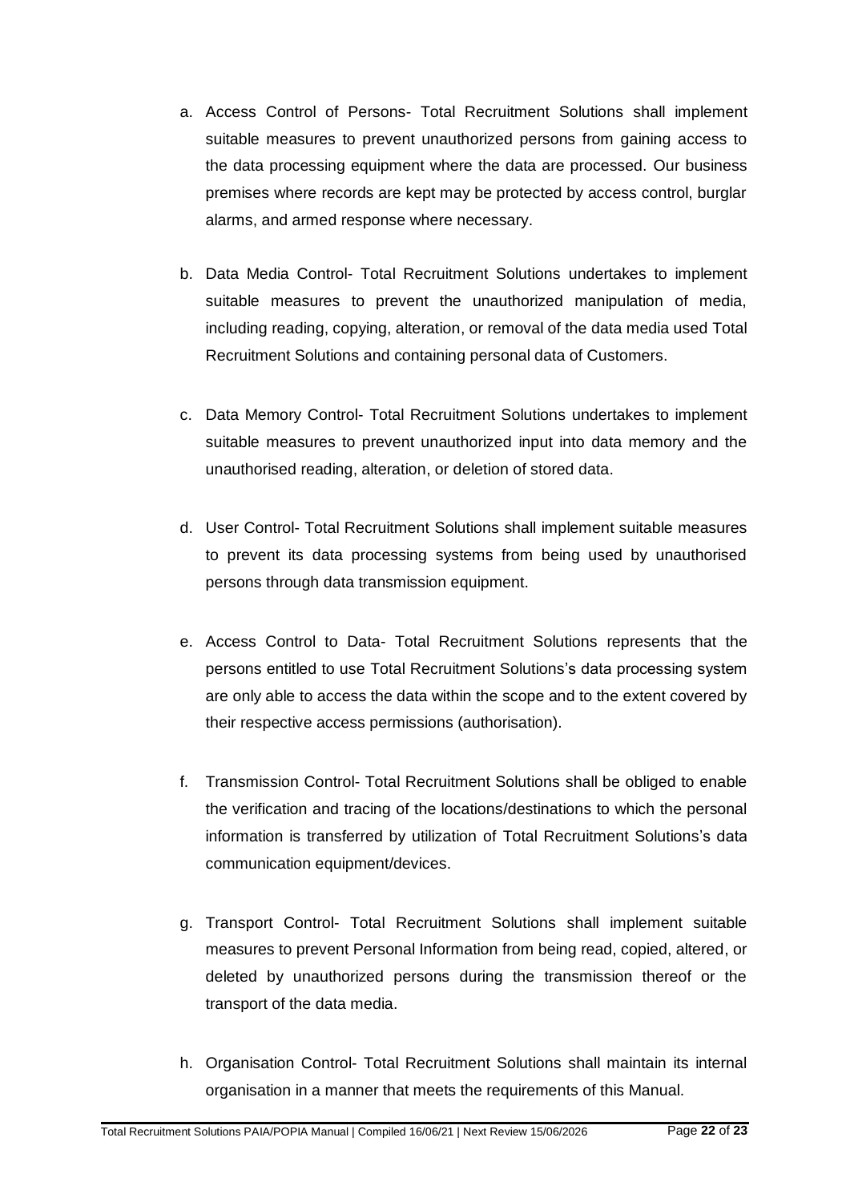a. Access Control of Persons- Total Recruitment Solutions shall implement suitable measures to prevent unauthorized persons from gaining access to the data processing equipment where the data are processed. Our business premises where records are kept may be protected by access control, burglar alarms, and armed response where necessary.

b. Data Media Control- Total Recruitment Solutions undertakes to implement suitable measures to prevent the unauthorized manipulation of media, including reading, copying, alteration, or removal of the data media used Total Recruitment Solutions and containing personal data of Customers.

c. Data Memory Control- Total Recruitment Solutions undertakes to implement suitable measures to prevent unauthorized input into data memory and the unauthorised reading, alteration, or deletion of stored data.

d. User Control- Total Recruitment Solutions shall implement suitable measures to prevent its data processing systems from being used by unauthorised persons through data transmission equipment.

e. Access Control to Data- Total Recruitment Solutions represents that the persons entitled to use Total Recruitment Solutions's data processing system are only able to access the data within the scope and to the extent covered by their respective access permissions (authorisation).

f. Transmission Control- Total Recruitment Solutions shall be obliged to enable the verification and tracing of the locations/destinations to which the personal information is transferred by utilization of Total Recruitment Solutions's data communication equipment/devices.

g. Transport Control- Total Recruitment Solutions shall implement suitable measures to prevent Personal Information from being read, copied, altered, or deleted by unauthorized persons during the transmission thereof or the transport of the data media.

h. Organisation Control- Total Recruitment Solutions shall maintain its internal organisation in a manner that meets the requirements of this Manual.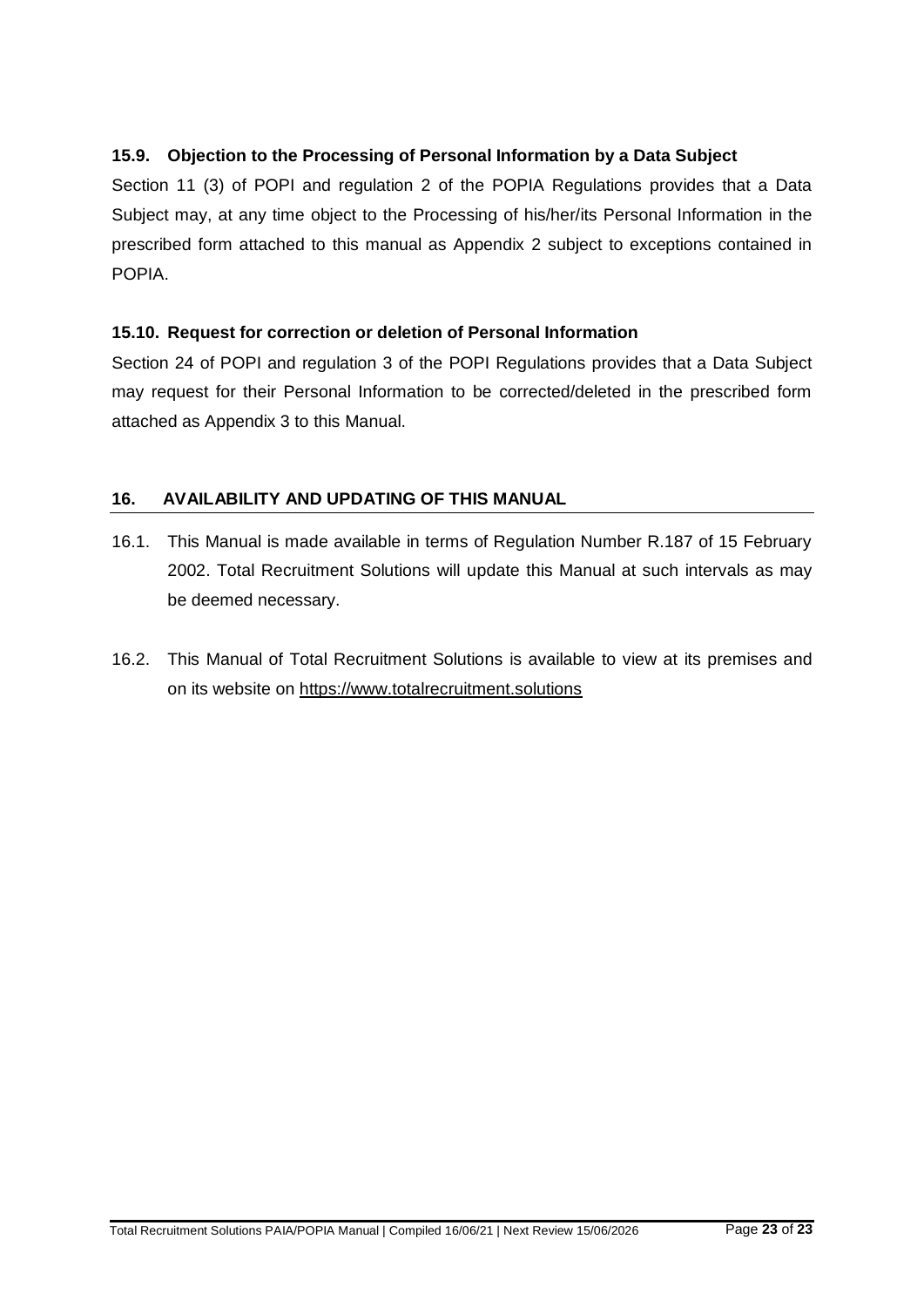### 15.9. Objection to the Processing of Personal Information by a Data Subject

Section 11 (3) of POPI and regulation 2 of the POPIA Regulations provides that a Data Subject may, at any time object to the Processing of his/her/its Personal Information in the prescribed form attached to this manual as Appendix 2 subject to exceptions contained in POPIA.

### 15.10. Request for correction or deletion of Personal Information

Section 24 of POPI and regulation 3 of the POPI Regulations provides that a Data Subject may request for their Personal Information to be corrected/deleted in the prescribed form attached as Appendix 3 to this Manual.

## 16. AVAILABILITY AND UPDATING OF THIS MANUAL

16.1. This Manual is made available in terms of Regulation Number R.187 of 15 February 2002. Total Recruitment Solutions will update this Manual at such intervals as may be deemed necessary.

16.2. This Manual of Total Recruitment Solutions is available to view at its premises and on its website on https://www.totalrecruitment.solutions